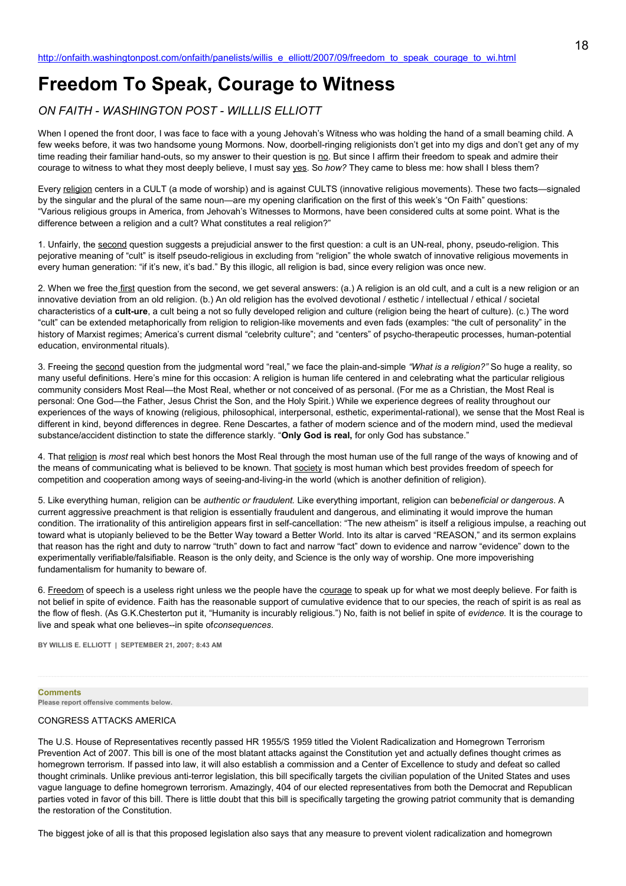http://onfaith.washingtonpost.com/onfaith/panelists/willis_e_elliott/2007/09/freedom_to_speak_courage_to_wi.html

# Freedom To Speak, Courage to Witness

*ON FAITH - WASHINGTON POST - WILLLIS ELLIOTT*

When I opened the front door, I was face to face with a young Jehovah's Witness who was holding the hand of a small beaming child. A few weeks before, it was two handsome young Mormons. Now, doorbell-ringing religionists don't get into my digs and don't get any of my time reading their familiar hand-outs, so my answer to their question is no. But since I affirm their freedom to speak and admire their courage to witness to what they most deeply believe, I must say yes. So *how?* They came to bless me: how shall I bless them?

Every religion centers in a CULT (a mode of worship) and is against CULTS (innovative religious movements). These two facts—signaled by the singular and the plural of the same noun—are my opening clarification on the first of this week's "On Faith" questions: "Various religious groups in America, from Jehovah's Witnesses to Mormons, have been considered cults at some point. What is the difference between a religion and a cult? What constitutes a real religion?"

1. Unfairly, the second question suggests a prejudicial answer to the first question: a cult is an UN-real, phony, pseudo-religion. This pejorative meaning of "cult" is itself pseudo-religious in excluding from "religion" the whole swatch of innovative religious movements in every human generation: "if it's new, it's bad." By this illogic, all religion is bad, since every religion was once new.

2. When we free the first question from the second, we get several answers: (a.) A religion is an old cult, and a cult is a new religion or an innovative deviation from an old religion. (b.) An old religion has the evolved devotional / esthetic / intellectual / ethical / societal characteristics of a **cult-ure**, a cult being a not so fully developed religion and culture (religion being the heart of culture). (c.) The word "cult" can be extended metaphorically from religion to religion-like movements and even fads (examples: "the cult of personality" in the history of Marxist regimes; America's current dismal "celebrity culture"; and "centers" of psycho-therapeutic processes, human-potential education, environmental rituals).

3. Freeing the second question from the judgmental word "real," we face the plain-and-simple *"What is a religion?"* So huge a reality, so many useful definitions. Here's mine for this occasion: A religion is human life centered in and celebrating what the particular religious community considers Most Real—the Most Real, whether or not conceived of as personal. (For me as a Christian, the Most Real is personal: One God—the Father, Jesus Christ the Son, and the Holy Spirit.) While we experience degrees of reality throughout our experiences of the ways of knowing (religious, philosophical, interpersonal, esthetic, experimental-rational), we sense that the Most Real is different in kind, beyond differences in degree. Rene Descartes, a father of modern science and of the modern mind, used the medieval substance/accident distinction to state the difference starkly. "**Only God is real,** for only God has substance."

4. That religion is *most* real which best honors the Most Real through the most human use of the full range of the ways of knowing and of the means of communicating what is believed to be known. That society is most human which best provides freedom of speech for competition and cooperation among ways of seeing-and-living-in the world (which is another definition of religion).

5. Like everything human, religion can be *authentic or fraudulent.* Like everything important, religion can be*beneficial or dangerous*. A current aggressive preachment is that religion is essentially fraudulent and dangerous, and eliminating it would improve the human condition. The irrationality of this antireligion appears first in self-cancellation: "The new atheism" is itself a religious impulse, a reaching out toward what is utopianly believed to be the Better Way toward a Better World. Into its altar is carved "REASON," and its sermon explains that reason has the right and duty to narrow "truth" down to fact and narrow "fact" down to evidence and narrow "evidence" down to the experimentally verifiable/falsifiable. Reason is the only deity, and Science is the only way of worship. One more impoverishing fundamentalism for humanity to beware of.

6. Freedom of speech is a useless right unless we the people have the courage to speak up for what we most deeply believe. For faith is not belief in spite of evidence. Faith has the reasonable support of cumulative evidence that to our species, the reach of spirit is as real as the flow of flesh. (As G.K.Chesterton put it, "Humanity is incurably religious.") No, faith is not belief in spite of *evidence.* It is the courage to live and speak what one believes--in spite of*consequences*.

BY WILLIS E. ELLIOTT | SEPTEMBER 21, 2007; 8:43 AM

**Comments**
Please report offensive comments below.

CONGRESS ATTACKS AMERICA

The U.S. House of Representatives recently passed HR 1955/S 1959 titled the Violent Radicalization and Homegrown Terrorism Prevention Act of 2007. This bill is one of the most blatant attacks against the Constitution yet and actually defines thought crimes as homegrown terrorism. If passed into law, it will also establish a commission and a Center of Excellence to study and defeat so called thought criminals. Unlike previous anti-terror legislation, this bill specifically targets the civilian population of the United States and uses vague language to define homegrown terrorism. Amazingly, 404 of our elected representatives from both the Democrat and Republican parties voted in favor of this bill. There is little doubt that this bill is specifically targeting the growing patriot community that is demanding the restoration of the Constitution.

The biggest joke of all is that this proposed legislation also says that any measure to prevent violent radicalization and homegrown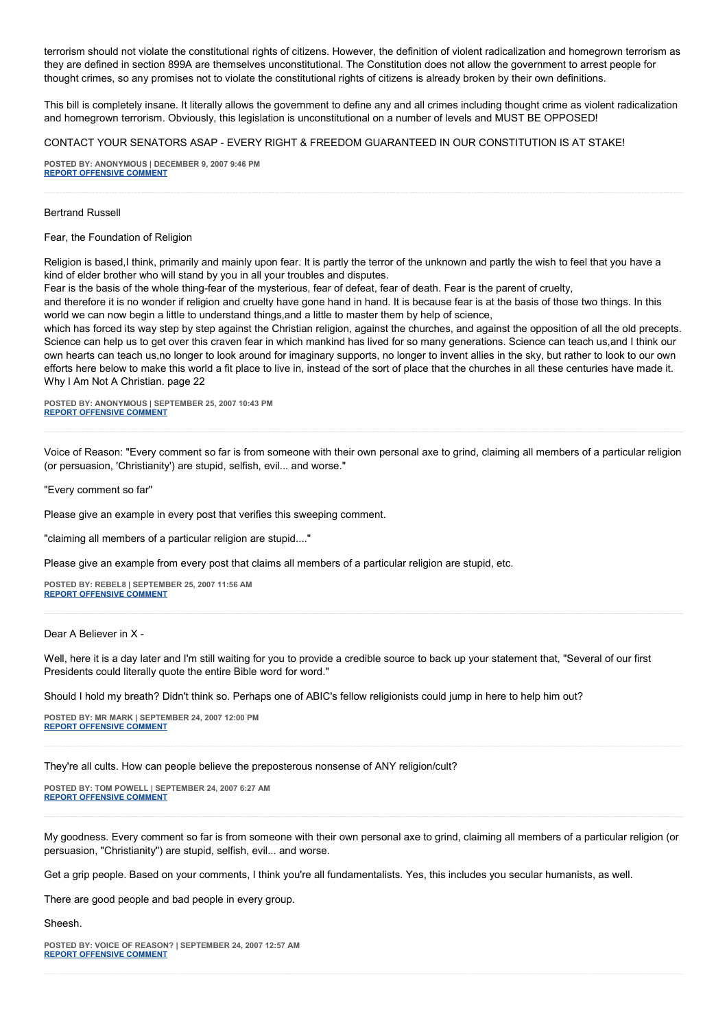terrorism should not violate the constitutional rights of citizens. However, the definition of violent radicalization and homegrown terrorism as they are defined in section 899A are themselves unconstitutional. The Constitution does not allow the government to arrest people for thought crimes, so any promises not to violate the constitutional rights of citizens is already broken by their own definitions.

This bill is completely insane. It literally allows the government to define any and all crimes including thought crime as violent radicalization and homegrown terrorism. Obviously, this legislation is unconstitutional on a number of levels and MUST BE OPPOSED!

CONTACT YOUR SENATORS ASAP - EVERY RIGHT & FREEDOM GUARANTEED IN OUR CONSTITUTION IS AT STAKE!

**POSTED BY: ANONYMOUS | DECEMBER 9, 2007 9:46 PM**
**REPORT OFFENSIVE COMMENT**

---

Bertrand Russell

Fear, the Foundation of Religion

Religion is based,I think, primarily and mainly upon fear. It is partly the terror of the unknown and partly the wish to feel that you have a kind of elder brother who will stand by you in all your troubles and disputes.
Fear is the basis of the whole thing-fear of the mysterious, fear of defeat, fear of death. Fear is the parent of cruelty,
and therefore it is no wonder if religion and cruelty have gone hand in hand. It is because fear is at the basis of those two things. In this world we can now begin a little to understand things,and a little to master them by help of science,
which has forced its way step by step against the Christian religion, against the churches, and against the opposition of all the old precepts. Science can help us to get over this craven fear in which mankind has lived for so many generations. Science can teach us,and I think our own hearts can teach us,no longer to look around for imaginary supports, no longer to invent allies in the sky, but rather to look to our own efforts here below to make this world a fit place to live in, instead of the sort of place that the churches in all these centuries have made it.
Why I Am Not A Christian. page 22

**POSTED BY: ANONYMOUS | SEPTEMBER 25, 2007 10:43 PM**
**REPORT OFFENSIVE COMMENT**

---

Voice of Reason: "Every comment so far is from someone with their own personal axe to grind, claiming all members of a particular religion (or persuasion, 'Christianity') are stupid, selfish, evil... and worse."

"Every comment so far"

Please give an example in every post that verifies this sweeping comment.

"claiming all members of a particular religion are stupid...."

Please give an example from every post that claims all members of a particular religion are stupid, etc.

**POSTED BY: REBEL8 | SEPTEMBER 25, 2007 11:56 AM**
**REPORT OFFENSIVE COMMENT**

---

Dear A Believer in X -

Well, here it is a day later and I'm still waiting for you to provide a credible source to back up your statement that, "Several of our first Presidents could literally quote the entire Bible word for word."

Should I hold my breath? Didn't think so. Perhaps one of ABIC's fellow religionists could jump in here to help him out?

**POSTED BY: MR MARK | SEPTEMBER 24, 2007 12:00 PM**
**REPORT OFFENSIVE COMMENT**

---

They're all cults. How can people believe the preposterous nonsense of ANY religion/cult?

**POSTED BY: TOM POWELL | SEPTEMBER 24, 2007 6:27 AM**
**REPORT OFFENSIVE COMMENT**

---

My goodness. Every comment so far is from someone with their own personal axe to grind, claiming all members of a particular religion (or persuasion, "Christianity") are stupid, selfish, evil... and worse.

Get a grip people. Based on your comments, I think you're all fundamentalists. Yes, this includes you secular humanists, as well.

There are good people and bad people in every group.

Sheesh.

**POSTED BY: VOICE OF REASON? | SEPTEMBER 24, 2007 12:57 AM**
**REPORT OFFENSIVE COMMENT**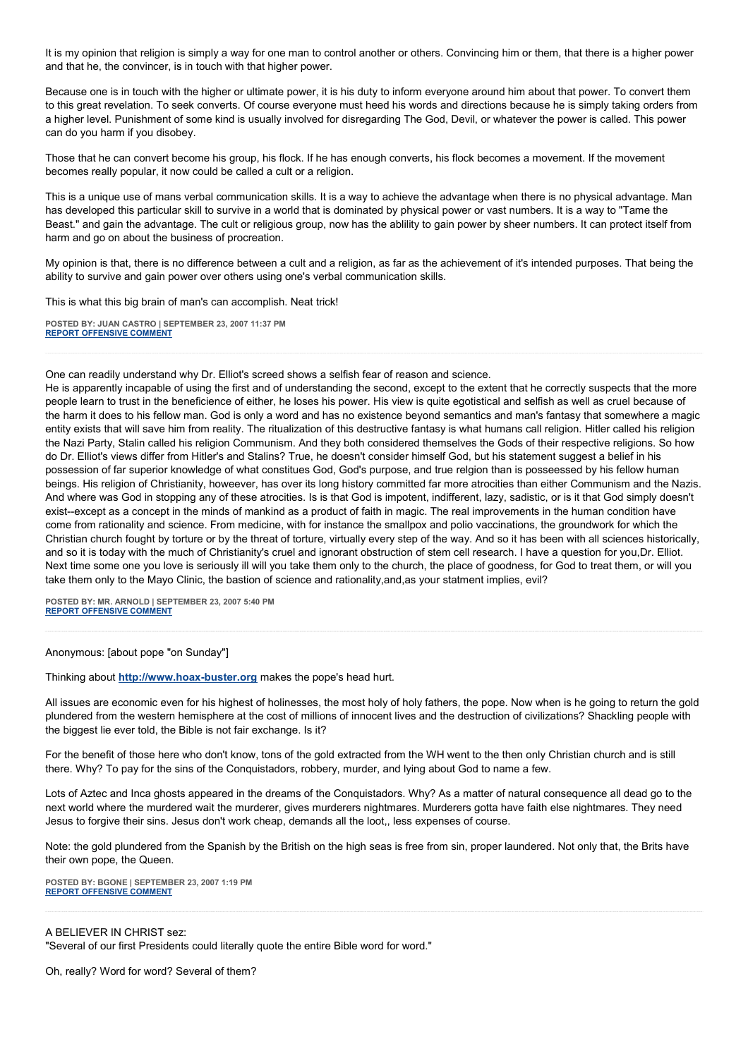It is my opinion that religion is simply a way for one man to control another or others. Convincing him or them, that there is a higher power and that he, the convincer, is in touch with that higher power.

Because one is in touch with the higher or ultimate power, it is his duty to inform everyone around him about that power. To convert them to this great revelation. To seek converts. Of course everyone must heed his words and directions because he is simply taking orders from a higher level. Punishment of some kind is usually involved for disregarding The God, Devil, or whatever the power is called. This power can do you harm if you disobey.

Those that he can convert become his group, his flock. If he has enough converts, his flock becomes a movement. If the movement becomes really popular, it now could be called a cult or a religion.

This is a unique use of mans verbal communication skills. It is a way to achieve the advantage when there is no physical advantage. Man has developed this particular skill to survive in a world that is dominated by physical power or vast numbers. It is a way to "Tame the Beast." and gain the advantage. The cult or religious group, now has the ablility to gain power by sheer numbers. It can protect itself from harm and go on about the business of procreation.

My opinion is that, there is no difference between a cult and a religion, as far as the achievement of it's intended purposes. That being the ability to survive and gain power over others using one's verbal communication skills.

This is what this big brain of man's can accomplish. Neat trick!

**POSTED BY: JUAN CASTRO | SEPTEMBER 23, 2007 11:37 PM**
**REPORT OFFENSIVE COMMENT**

---

One can readily understand why Dr. Elliot's screed shows a selfish fear of reason and science.
He is apparently incapable of using the first and of understanding the second, except to the extent that he correctly suspects that the more people learn to trust in the beneficience of either, he loses his power. His view is quite egotistical and selfish as well as cruel because of the harm it does to his fellow man. God is only a word and has no existence beyond semantics and man's fantasy that somewhere a magic entity exists that will save him from reality. The ritualization of this destructive fantasy is what humans call religion. Hitler called his religion the Nazi Party, Stalin called his religion Communism. And they both considered themselves the Gods of their respective religions. So how do Dr. Elliot's views differ from Hitler's and Stalins? True, he doesn't consider himself God, but his statement suggest a belief in his possession of far superior knowledge of what constitues God, God's purpose, and true relgion than is posseessed by his fellow human beings. His religion of Christianity, howeever, has over its long history committed far more atrocities than either Communism and the Nazis. And where was God in stopping any of these atrocities. Is is that God is impotent, indifferent, lazy, sadistic, or is it that God simply doesn't exist--except as a concept in the minds of mankind as a product of faith in magic. The real improvements in the human condition have come from rationality and science. From medicine, with for instance the smallpox and polio vaccinations, the groundwork for which the Christian church fought by torture or by the threat of torture, virtually every step of the way. And so it has been with all sciences historically, and so it is today with the much of Christianity's cruel and ignorant obstruction of stem cell research. I have a question for you,Dr. Elliot. Next time some one you love is seriously ill will you take them only to the church, the place of goodness, for God to treat them, or will you take them only to the Mayo Clinic, the bastion of science and rationality,and,as your statment implies, evil?

**POSTED BY: MR. ARNOLD | SEPTEMBER 23, 2007 5:40 PM**
**REPORT OFFENSIVE COMMENT**

---

Anonymous: [about pope "on Sunday"]

Thinking about **http://www.hoax-buster.org** makes the pope's head hurt.

All issues are economic even for his highest of holinesses, the most holy of holy fathers, the pope. Now when is he going to return the gold plundered from the western hemisphere at the cost of millions of innocent lives and the destruction of civilizations? Shackling people with the biggest lie ever told, the Bible is not fair exchange. Is it?

For the benefit of those here who don't know, tons of the gold extracted from the WH went to the then only Christian church and is still there. Why? To pay for the sins of the Conquistadors, robbery, murder, and lying about God to name a few.

Lots of Aztec and Inca ghosts appeared in the dreams of the Conquistadors. Why? As a matter of natural consequence all dead go to the next world where the murdered wait the murderer, gives murderers nightmares. Murderers gotta have faith else nightmares. They need Jesus to forgive their sins. Jesus don't work cheap, demands all the loot,, less expenses of course.

Note: the gold plundered from the Spanish by the British on the high seas is free from sin, proper laundered. Not only that, the Brits have their own pope, the Queen.

**POSTED BY: BGONE | SEPTEMBER 23, 2007 1:19 PM**
**REPORT OFFENSIVE COMMENT**

---

A BELIEVER IN CHRIST sez:
"Several of our first Presidents could literally quote the entire Bible word for word."

Oh, really? Word for word? Several of them?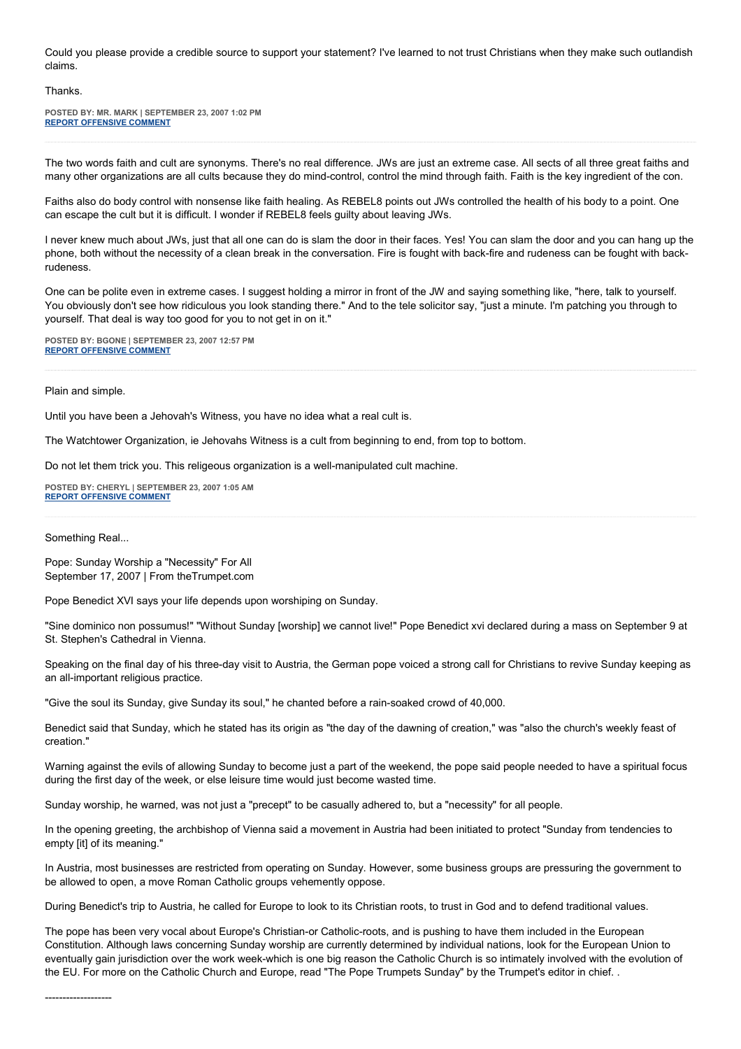Could you please provide a credible source to support your statement? I've learned to not trust Christians when they make such outlandish claims.

Thanks.

**POSTED BY: MR. MARK | SEPTEMBER 23, 2007 1:02 PM**
**REPORT OFFENSIVE COMMENT**

---

The two words faith and cult are synonyms. There's no real difference. JWs are just an extreme case. All sects of all three great faiths and many other organizations are all cults because they do mind-control, control the mind through faith. Faith is the key ingredient of the con.

Faiths also do body control with nonsense like faith healing. As REBEL8 points out JWs controlled the health of his body to a point. One can escape the cult but it is difficult. I wonder if REBEL8 feels guilty about leaving JWs.

I never knew much about JWs, just that all one can do is slam the door in their faces. Yes! You can slam the door and you can hang up the phone, both without the necessity of a clean break in the conversation. Fire is fought with back-fire and rudeness can be fought with back-rudeness.

One can be polite even in extreme cases. I suggest holding a mirror in front of the JW and saying something like, "here, talk to yourself. You obviously don't see how ridiculous you look standing there." And to the tele solicitor say, "just a minute. I'm patching you through to yourself. That deal is way too good for you to not get in on it."

**POSTED BY: BGONE | SEPTEMBER 23, 2007 12:57 PM**
**REPORT OFFENSIVE COMMENT**

---

Plain and simple.

Until you have been a Jehovah's Witness, you have no idea what a real cult is.

The Watchtower Organization, ie Jehovahs Witness is a cult from beginning to end, from top to bottom.

Do not let them trick you. This religeous organization is a well-manipulated cult machine.

**POSTED BY: CHERYL | SEPTEMBER 23, 2007 1:05 AM**
**REPORT OFFENSIVE COMMENT**

---

Something Real...

Pope: Sunday Worship a "Necessity" For All
September 17, 2007 | From theTrumpet.com

Pope Benedict XVI says your life depends upon worshiping on Sunday.

"Sine dominico non possumus!" "Without Sunday [worship] we cannot live!" Pope Benedict xvi declared during a mass on September 9 at St. Stephen's Cathedral in Vienna.

Speaking on the final day of his three-day visit to Austria, the German pope voiced a strong call for Christians to revive Sunday keeping as an all-important religious practice.

"Give the soul its Sunday, give Sunday its soul," he chanted before a rain-soaked crowd of 40,000.

Benedict said that Sunday, which he stated has its origin as "the day of the dawning of creation," was "also the church's weekly feast of creation."

Warning against the evils of allowing Sunday to become just a part of the weekend, the pope said people needed to have a spiritual focus during the first day of the week, or else leisure time would just become wasted time.

Sunday worship, he warned, was not just a "precept" to be casually adhered to, but a "necessity" for all people.

In the opening greeting, the archbishop of Vienna said a movement in Austria had been initiated to protect "Sunday from tendencies to empty [it] of its meaning."

In Austria, most businesses are restricted from operating on Sunday. However, some business groups are pressuring the government to be allowed to open, a move Roman Catholic groups vehemently oppose.

During Benedict's trip to Austria, he called for Europe to look to its Christian roots, to trust in God and to defend traditional values.

The pope has been very vocal about Europe's Christian-or Catholic-roots, and is pushing to have them included in the European Constitution. Although laws concerning Sunday worship are currently determined by individual nations, look for the European Union to eventually gain jurisdiction over the work week-which is one big reason the Catholic Church is so intimately involved with the evolution of the EU. For more on the Catholic Church and Europe, read "The Pope Trumpets Sunday" by the Trumpet's editor in chief. .

-------------------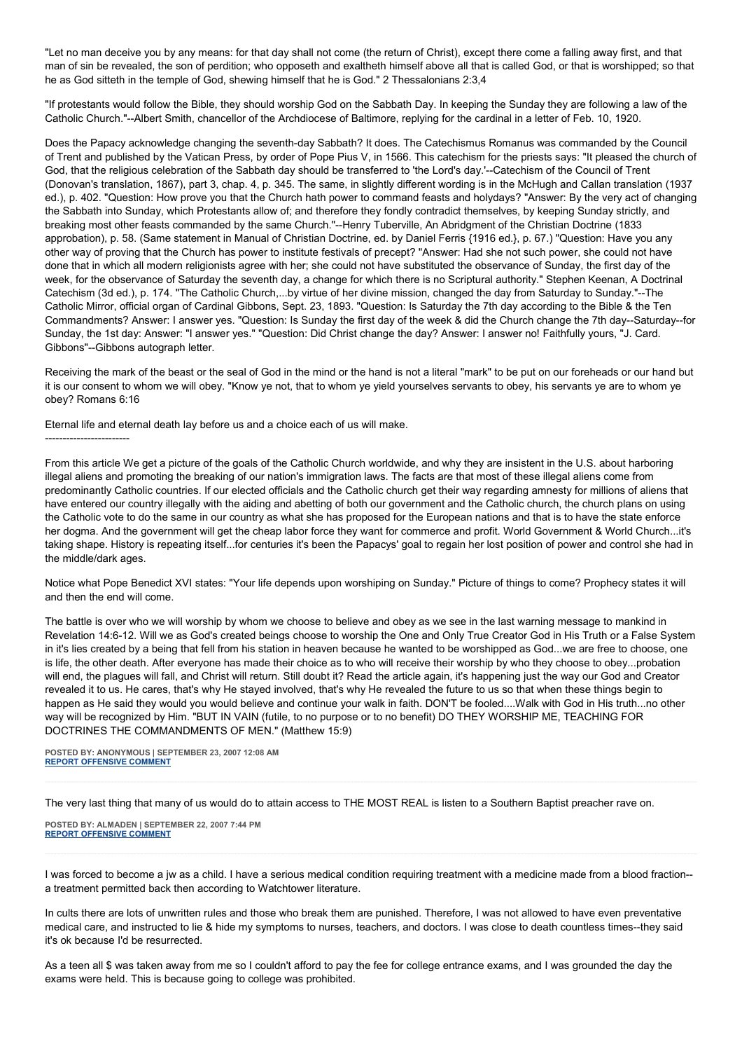"Let no man deceive you by any means: for that day shall not come (the return of Christ), except there come a falling away first, and that man of sin be revealed, the son of perdition; who opposeth and exalteth himself above all that is called God, or that is worshipped; so that he as God sitteth in the temple of God, shewing himself that he is God." 2 Thessalonians 2:3,4

"If protestants would follow the Bible, they should worship God on the Sabbath Day. In keeping the Sunday they are following a law of the Catholic Church."--Albert Smith, chancellor of the Archdiocese of Baltimore, replying for the cardinal in a letter of Feb. 10, 1920.

Does the Papacy acknowledge changing the seventh-day Sabbath? It does. The Catechismus Romanus was commanded by the Council of Trent and published by the Vatican Press, by order of Pope Pius V, in 1566. This catechism for the priests says: "It pleased the church of God, that the religious celebration of the Sabbath day should be transferred to 'the Lord's day.'--Catechism of the Council of Trent (Donovan's translation, 1867), part 3, chap. 4, p. 345. The same, in slightly different wording is in the McHugh and Callan translation (1937 ed.), p. 402. "Question: How prove you that the Church hath power to command feasts and holydays? "Answer: By the very act of changing the Sabbath into Sunday, which Protestants allow of; and therefore they fondly contradict themselves, by keeping Sunday strictly, and breaking most other feasts commanded by the same Church."--Henry Tuberville, An Abridgment of the Christian Doctrine (1833 approbation), p. 58. (Same statement in Manual of Christian Doctrine, ed. by Daniel Ferris {1916 ed.}, p. 67.) "Question: Have you any other way of proving that the Church has power to institute festivals of precept? "Answer: Had she not such power, she could not have done that in which all modern religionists agree with her; she could not have substituted the observance of Sunday, the first day of the week, for the observance of Saturday the seventh day, a change for which there is no Scriptural authority." Stephen Keenan, A Doctrinal Catechism (3d ed.), p. 174. "The Catholic Church,...by virtue of her divine mission, changed the day from Saturday to Sunday."--The Catholic Mirror, official organ of Cardinal Gibbons, Sept. 23, 1893. "Question: Is Saturday the 7th day according to the Bible & the Ten Commandments? Answer: I answer yes. "Question: Is Sunday the first day of the week & did the Church change the 7th day--Saturday--for Sunday, the 1st day: Answer: "I answer yes." "Question: Did Christ change the day? Answer: I answer no! Faithfully yours, "J. Card. Gibbons"--Gibbons autograph letter.

Receiving the mark of the beast or the seal of God in the mind or the hand is not a literal "mark" to be put on our foreheads or our hand but it is our consent to whom we will obey. "Know ye not, that to whom ye yield yourselves servants to obey, his servants ye are to whom ye obey? Romans 6:16

Eternal life and eternal death lay before us and a choice each of us will make.
------------------------

From this article We get a picture of the goals of the Catholic Church worldwide, and why they are insistent in the U.S. about harboring illegal aliens and promoting the breaking of our nation's immigration laws. The facts are that most of these illegal aliens come from predominantly Catholic countries. If our elected officials and the Catholic church get their way regarding amnesty for millions of aliens that have entered our country illegally with the aiding and abetting of both our government and the Catholic church, the church plans on using the Catholic vote to do the same in our country as what she has proposed for the European nations and that is to have the state enforce her dogma. And the government will get the cheap labor force they want for commerce and profit. World Government & World Church...it's taking shape. History is repeating itself...for centuries it's been the Papacys' goal to regain her lost position of power and control she had in the middle/dark ages.

Notice what Pope Benedict XVI states: "Your life depends upon worshiping on Sunday." Picture of things to come? Prophecy states it will and then the end will come.

The battle is over who we will worship by whom we choose to believe and obey as we see in the last warning message to mankind in Revelation 14:6-12. Will we as God's created beings choose to worship the One and Only True Creator God in His Truth or a False System in it's lies created by a being that fell from his station in heaven because he wanted to be worshipped as God...we are free to choose, one is life, the other death. After everyone has made their choice as to who will receive their worship by who they choose to obey...probation will end, the plagues will fall, and Christ will return. Still doubt it? Read the article again, it's happening just the way our God and Creator revealed it to us. He cares, that's why He stayed involved, that's why He revealed the future to us so that when these things begin to happen as He said they would you would believe and continue your walk in faith. DON'T be fooled....Walk with God in His truth...no other way will be recognized by Him. "BUT IN VAIN (futile, to no purpose or to no benefit) DO THEY WORSHIP ME, TEACHING FOR DOCTRINES THE COMMANDMENTS OF MEN." (Matthew 15:9)

**POSTED BY: ANONYMOUS | SEPTEMBER 23, 2007 12:08 AM**
**REPORT OFFENSIVE COMMENT**

---

The very last thing that many of us would do to attain access to THE MOST REAL is listen to a Southern Baptist preacher rave on.

**POSTED BY: ALMADEN | SEPTEMBER 22, 2007 7:44 PM**
**REPORT OFFENSIVE COMMENT**

---

I was forced to become a jw as a child. I have a serious medical condition requiring treatment with a medicine made from a blood fraction--a treatment permitted back then according to Watchtower literature.

In cults there are lots of unwritten rules and those who break them are punished. Therefore, I was not allowed to have even preventative medical care, and instructed to lie & hide my symptoms to nurses, teachers, and doctors. I was close to death countless times--they said it's ok because I'd be resurrected.

As a teen all $ was taken away from me so I couldn't afford to pay the fee for college entrance exams, and I was grounded the day the exams were held. This is because going to college was prohibited.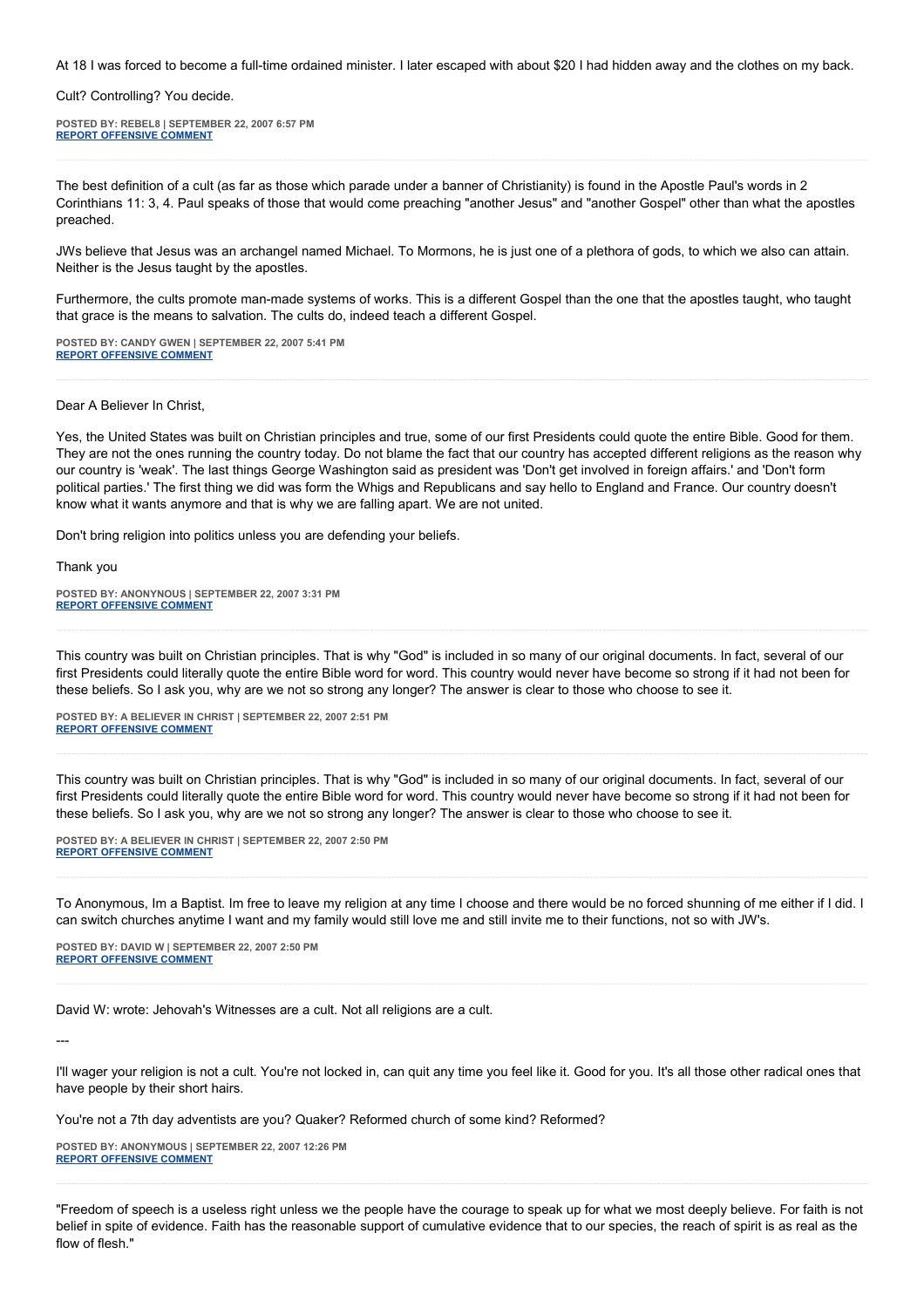At 18 I was forced to become a full-time ordained minister. I later escaped with about $20 I had hidden away and the clothes on my back.

Cult? Controlling? You decide.

**POSTED BY: REBEL8 | SEPTEMBER 22, 2007 6:57 PM**
**REPORT OFFENSIVE COMMENT**

---

The best definition of a cult (as far as those which parade under a banner of Christianity) is found in the Apostle Paul's words in 2 Corinthians 11: 3, 4. Paul speaks of those that would come preaching "another Jesus" and "another Gospel" other than what the apostles preached.

JWs believe that Jesus was an archangel named Michael. To Mormons, he is just one of a plethora of gods, to which we also can attain. Neither is the Jesus taught by the apostles.

Furthermore, the cults promote man-made systems of works. This is a different Gospel than the one that the apostles taught, who taught that grace is the means to salvation. The cults do, indeed teach a different Gospel.

**POSTED BY: CANDY GWEN | SEPTEMBER 22, 2007 5:41 PM**
**REPORT OFFENSIVE COMMENT**

---

Dear A Believer In Christ,

Yes, the United States was built on Christian principles and true, some of our first Presidents could quote the entire Bible. Good for them. They are not the ones running the country today. Do not blame the fact that our country has accepted different religions as the reason why our country is 'weak'. The last things George Washington said as president was 'Don't get involved in foreign affairs.' and 'Don't form political parties.' The first thing we did was form the Whigs and Republicans and say hello to England and France. Our country doesn't know what it wants anymore and that is why we are falling apart. We are not united.

Don't bring religion into politics unless you are defending your beliefs.

Thank you

**POSTED BY: ANONYNOUS | SEPTEMBER 22, 2007 3:31 PM**
**REPORT OFFENSIVE COMMENT**

---

This country was built on Christian principles. That is why "God" is included in so many of our original documents. In fact, several of our first Presidents could literally quote the entire Bible word for word. This country would never have become so strong if it had not been for these beliefs. So I ask you, why are we not so strong any longer? The answer is clear to those who choose to see it.

**POSTED BY: A BELIEVER IN CHRIST | SEPTEMBER 22, 2007 2:51 PM**
**REPORT OFFENSIVE COMMENT**

---

This country was built on Christian principles. That is why "God" is included in so many of our original documents. In fact, several of our first Presidents could literally quote the entire Bible word for word. This country would never have become so strong if it had not been for these beliefs. So I ask you, why are we not so strong any longer? The answer is clear to those who choose to see it.

**POSTED BY: A BELIEVER IN CHRIST | SEPTEMBER 22, 2007 2:50 PM**
**REPORT OFFENSIVE COMMENT**

---

To Anonymous, Im a Baptist. Im free to leave my religion at any time I choose and there would be no forced shunning of me either if I did. I can switch churches anytime I want and my family would still love me and still invite me to their functions, not so with JW's.

**POSTED BY: DAVID W | SEPTEMBER 22, 2007 2:50 PM**
**REPORT OFFENSIVE COMMENT**

---

David W: wrote: Jehovah's Witnesses are a cult. Not all religions are a cult.

---

I'll wager your religion is not a cult. You're not locked in, can quit any time you feel like it. Good for you. It's all those other radical ones that have people by their short hairs.

You're not a 7th day adventists are you? Quaker? Reformed church of some kind? Reformed?

**POSTED BY: ANONYMOUS | SEPTEMBER 22, 2007 12:26 PM**
**REPORT OFFENSIVE COMMENT**

---

"Freedom of speech is a useless right unless we the people have the courage to speak up for what we most deeply believe. For faith is not belief in spite of evidence. Faith has the reasonable support of cumulative evidence that to our species, the reach of spirit is as real as the flow of flesh."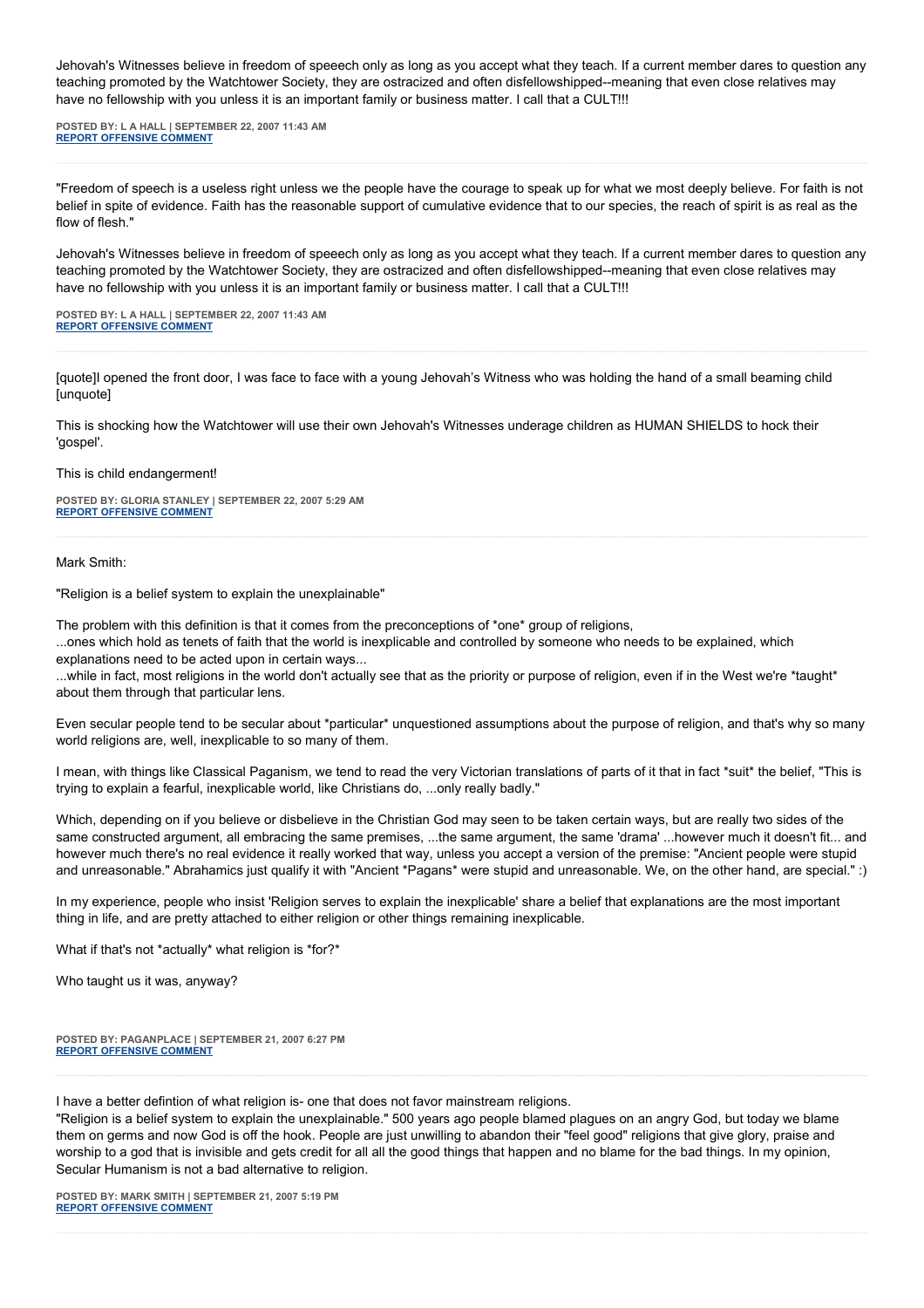Jehovah's Witnesses believe in freedom of speeech only as long as you accept what they teach. If a current member dares to question any teaching promoted by the Watchtower Society, they are ostracized and often disfellowshipped--meaning that even close relatives may have no fellowship with you unless it is an important family or business matter. I call that a CULT!!!

**POSTED BY: L A HALL | SEPTEMBER 22, 2007 11:43 AM**
**REPORT OFFENSIVE COMMENT**

---

"Freedom of speech is a useless right unless we the people have the courage to speak up for what we most deeply believe. For faith is not belief in spite of evidence. Faith has the reasonable support of cumulative evidence that to our species, the reach of spirit is as real as the flow of flesh."

Jehovah's Witnesses believe in freedom of speeech only as long as you accept what they teach. If a current member dares to question any teaching promoted by the Watchtower Society, they are ostracized and often disfellowshipped--meaning that even close relatives may have no fellowship with you unless it is an important family or business matter. I call that a CULT!!!

**POSTED BY: L A HALL | SEPTEMBER 22, 2007 11:43 AM**
**REPORT OFFENSIVE COMMENT**

---

[quote]I opened the front door, I was face to face with a young Jehovah's Witness who was holding the hand of a small beaming child [unquote]

This is shocking how the Watchtower will use their own Jehovah's Witnesses underage children as HUMAN SHIELDS to hock their 'gospel'.

This is child endangerment!

**POSTED BY: GLORIA STANLEY | SEPTEMBER 22, 2007 5:29 AM**
**REPORT OFFENSIVE COMMENT**

---

Mark Smith:

"Religion is a belief system to explain the unexplainable"

The problem with this definition is that it comes from the preconceptions of *one* group of religions,
...ones which hold as tenets of faith that the world is inexplicable and controlled by someone who needs to be explained, which explanations need to be acted upon in certain ways...
...while in fact, most religions in the world don't actually see that as the priority or purpose of religion, even if in the West we're *taught* about them through that particular lens.

Even secular people tend to be secular about *particular* unquestioned assumptions about the purpose of religion, and that's why so many world religions are, well, inexplicable to so many of them.

I mean, with things like Classical Paganism, we tend to read the very Victorian translations of parts of it that in fact *suit* the belief, "This is trying to explain a fearful, inexplicable world, like Christians do, ...only really badly."

Which, depending on if you believe or disbelieve in the Christian God may seen to be taken certain ways, but are really two sides of the same constructed argument, all embracing the same premises, ...the same argument, the same 'drama' ...however much it doesn't fit... and however much there's no real evidence it really worked that way, unless you accept a version of the premise: "Ancient people were stupid and unreasonable." Abrahamics just qualify it with "Ancient *Pagans* were stupid and unreasonable. We, on the other hand, are special." :)

In my experience, people who insist 'Religion serves to explain the inexplicable' share a belief that explanations are the most important thing in life, and are pretty attached to either religion or other things remaining inexplicable.

What if that's not *actually* what religion is *for?*

Who taught us it was, anyway?

**POSTED BY: PAGANPLACE | SEPTEMBER 21, 2007 6:27 PM**
**REPORT OFFENSIVE COMMENT**

---

I have a better defintion of what religion is- one that does not favor mainstream religions.
"Religion is a belief system to explain the unexplainable." 500 years ago people blamed plagues on an angry God, but today we blame them on germs and now God is off the hook. People are just unwilling to abandon their "feel good" religions that give glory, praise and worship to a god that is invisible and gets credit for all all the good things that happen and no blame for the bad things. In my opinion, Secular Humanism is not a bad alternative to religion.

**POSTED BY: MARK SMITH | SEPTEMBER 21, 2007 5:19 PM**
**REPORT OFFENSIVE COMMENT**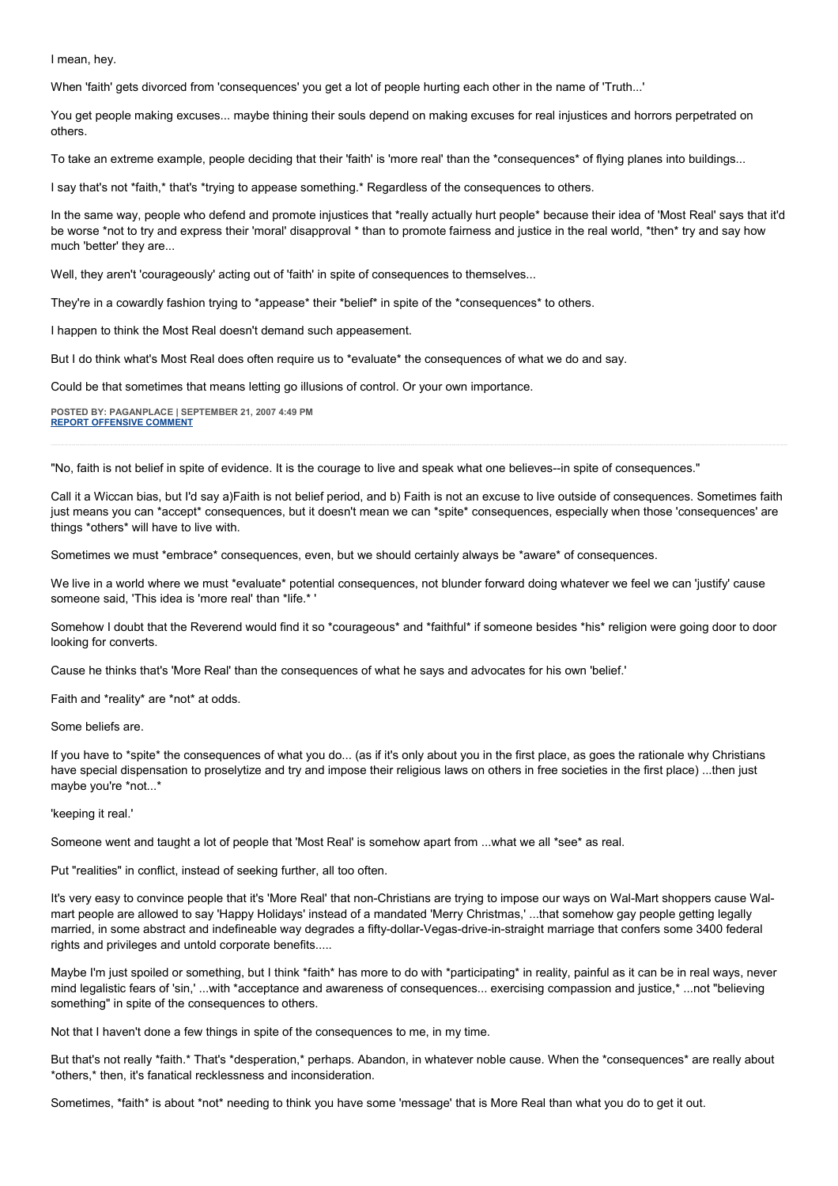I mean, hey.

When 'faith' gets divorced from 'consequences' you get a lot of people hurting each other in the name of 'Truth...'

You get people making excuses... maybe thining their souls depend on making excuses for real injustices and horrors perpetrated on others.

To take an extreme example, people deciding that their 'faith' is 'more real' than the *consequences* of flying planes into buildings...

I say that's not *faith,* that's *trying to appease something.* Regardless of the consequences to others.

In the same way, people who defend and promote injustices that *really actually hurt people* because their idea of 'Most Real' says that it'd be worse *not to try and express their 'moral' disapproval * than to promote fairness and justice in the real world, *then* try and say how much 'better' they are...

Well, they aren't 'courageously' acting out of 'faith' in spite of consequences to themselves...

They're in a cowardly fashion trying to *appease* their *belief* in spite of the *consequences* to others.

I happen to think the Most Real doesn't demand such appeasement.

But I do think what's Most Real does often require us to *evaluate* the consequences of what we do and say.

Could be that sometimes that means letting go illusions of control. Or your own importance.

**POSTED BY: PAGANPLACE | SEPTEMBER 21, 2007 4:49 PM**
**REPORT OFFENSIVE COMMENT**

---

"No, faith is not belief in spite of evidence. It is the courage to live and speak what one believes--in spite of consequences."

Call it a Wiccan bias, but I'd say a)Faith is not belief period, and b) Faith is not an excuse to live outside of consequences. Sometimes faith just means you can *accept* consequences, but it doesn't mean we can *spite* consequences, especially when those 'consequences' are things *others* will have to live with.

Sometimes we must *embrace* consequences, even, but we should certainly always be *aware* of consequences.

We live in a world where we must *evaluate* potential consequences, not blunder forward doing whatever we feel we can 'justify' cause someone said, 'This idea is 'more real' than *life.* '

Somehow I doubt that the Reverend would find it so *courageous* and *faithful* if someone besides *his* religion were going door to door looking for converts.

Cause he thinks that's 'More Real' than the consequences of what he says and advocates for his own 'belief.'

Faith and *reality* are *not* at odds.

Some beliefs are.

If you have to *spite* the consequences of what you do... (as if it's only about you in the first place, as goes the rationale why Christians have special dispensation to proselytize and try and impose their religious laws on others in free societies in the first place) ...then just maybe you're *not...*

'keeping it real.'

Someone went and taught a lot of people that 'Most Real' is somehow apart from ...what we all *see* as real.

Put "realities" in conflict, instead of seeking further, all too often.

It's very easy to convince people that it's 'More Real' that non-Christians are trying to impose our ways on Wal-Mart shoppers cause Wal-mart people are allowed to say 'Happy Holidays' instead of a mandated 'Merry Christmas,' ...that somehow gay people getting legally married, in some abstract and indefineable way degrades a fifty-dollar-Vegas-drive-in-straight marriage that confers some 3400 federal rights and privileges and untold corporate benefits.....

Maybe I'm just spoiled or something, but I think *faith* has more to do with *participating* in reality, painful as it can be in real ways, never mind legalistic fears of 'sin,' ...with *acceptance and awareness of consequences... exercising compassion and justice,* ...not "believing something" in spite of the consequences to others.

Not that I haven't done a few things in spite of the consequences to me, in my time.

But that's not really *faith.* That's *desperation,* perhaps. Abandon, in whatever noble cause. When the *consequences* are really about *others,* then, it's fanatical recklessness and inconsideration.

Sometimes, *faith* is about *not* needing to think you have some 'message' that is More Real than what you do to get it out.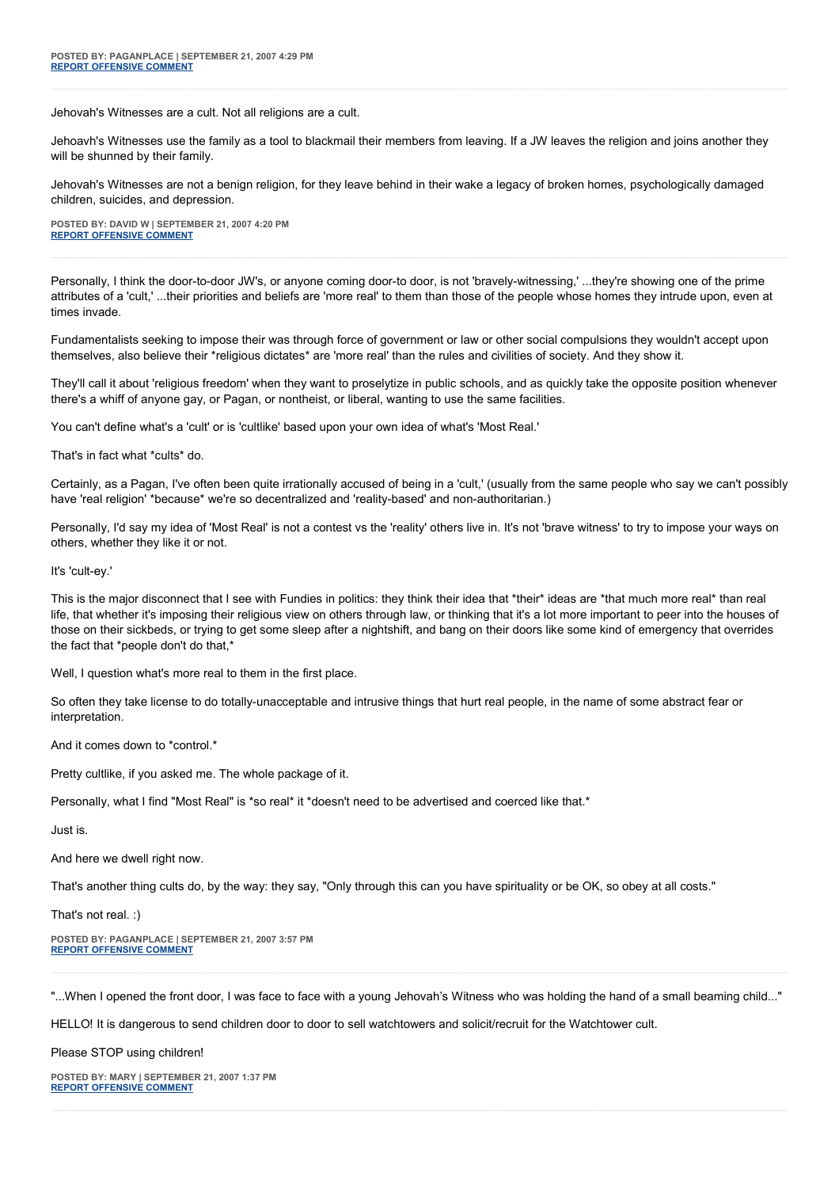**POSTED BY: PAGANPLACE | SEPTEMBER 21, 2007 4:29 PM**
**REPORT OFFENSIVE COMMENT**

---

Jehovah's Witnesses are a cult. Not all religions are a cult.

Jehoavh's Witnesses use the family as a tool to blackmail their members from leaving. If a JW leaves the religion and joins another they will be shunned by their family.

Jehovah's Witnesses are not a benign religion, for they leave behind in their wake a legacy of broken homes, psychologically damaged children, suicides, and depression.

**POSTED BY: DAVID W | SEPTEMBER 21, 2007 4:20 PM**
**REPORT OFFENSIVE COMMENT**

---

Personally, I think the door-to-door JW's, or anyone coming door-to door, is not 'bravely-witnessing,' ...they're showing one of the prime attributes of a 'cult,' ...their priorities and beliefs are 'more real' to them than those of the people whose homes they intrude upon, even at times invade.

Fundamentalists seeking to impose their was through force of government or law or other social compulsions they wouldn't accept upon themselves, also believe their *religious dictates* are 'more real' than the rules and civilities of society. And they show it.

They'll call it about 'religious freedom' when they want to proselytize in public schools, and as quickly take the opposite position whenever there's a whiff of anyone gay, or Pagan, or nontheist, or liberal, wanting to use the same facilities.

You can't define what's a 'cult' or is 'cultlike' based upon your own idea of what's 'Most Real.'

That's in fact what *cults* do.

Certainly, as a Pagan, I've often been quite irrationally accused of being in a 'cult,' (usually from the same people who say we can't possibly have 'real religion' *because* we're so decentralized and 'reality-based' and non-authoritarian.)

Personally, I'd say my idea of 'Most Real' is not a contest vs the 'reality' others live in. It's not 'brave witness' to try to impose your ways on others, whether they like it or not.

It's 'cult-ey.'

This is the major disconnect that I see with Fundies in politics: they think their idea that *their* ideas are *that much more real* than real life, that whether it's imposing their religious view on others through law, or thinking that it's a lot more important to peer into the houses of those on their sickbeds, or trying to get some sleep after a nightshift, and bang on their doors like some kind of emergency that overrides the fact that *people don't do that,*

Well, I question what's more real to them in the first place.

So often they take license to do totally-unacceptable and intrusive things that hurt real people, in the name of some abstract fear or interpretation.

And it comes down to *control.*

Pretty cultlike, if you asked me. The whole package of it.

Personally, what I find "Most Real" is *so real* it *doesn't need to be advertised and coerced like that.*

Just is.

And here we dwell right now.

That's another thing cults do, by the way: they say, "Only through this can you have spirituality or be OK, so obey at all costs."

That's not real. :)

**POSTED BY: PAGANPLACE | SEPTEMBER 21, 2007 3:57 PM**
**REPORT OFFENSIVE COMMENT**

---

"...When I opened the front door, I was face to face with a young Jehovah's Witness who was holding the hand of a small beaming child..."

HELLO! It is dangerous to send children door to door to sell watchtowers and solicit/recruit for the Watchtower cult.

Please STOP using children!

**POSTED BY: MARY | SEPTEMBER 21, 2007 1:37 PM**
**REPORT OFFENSIVE COMMENT**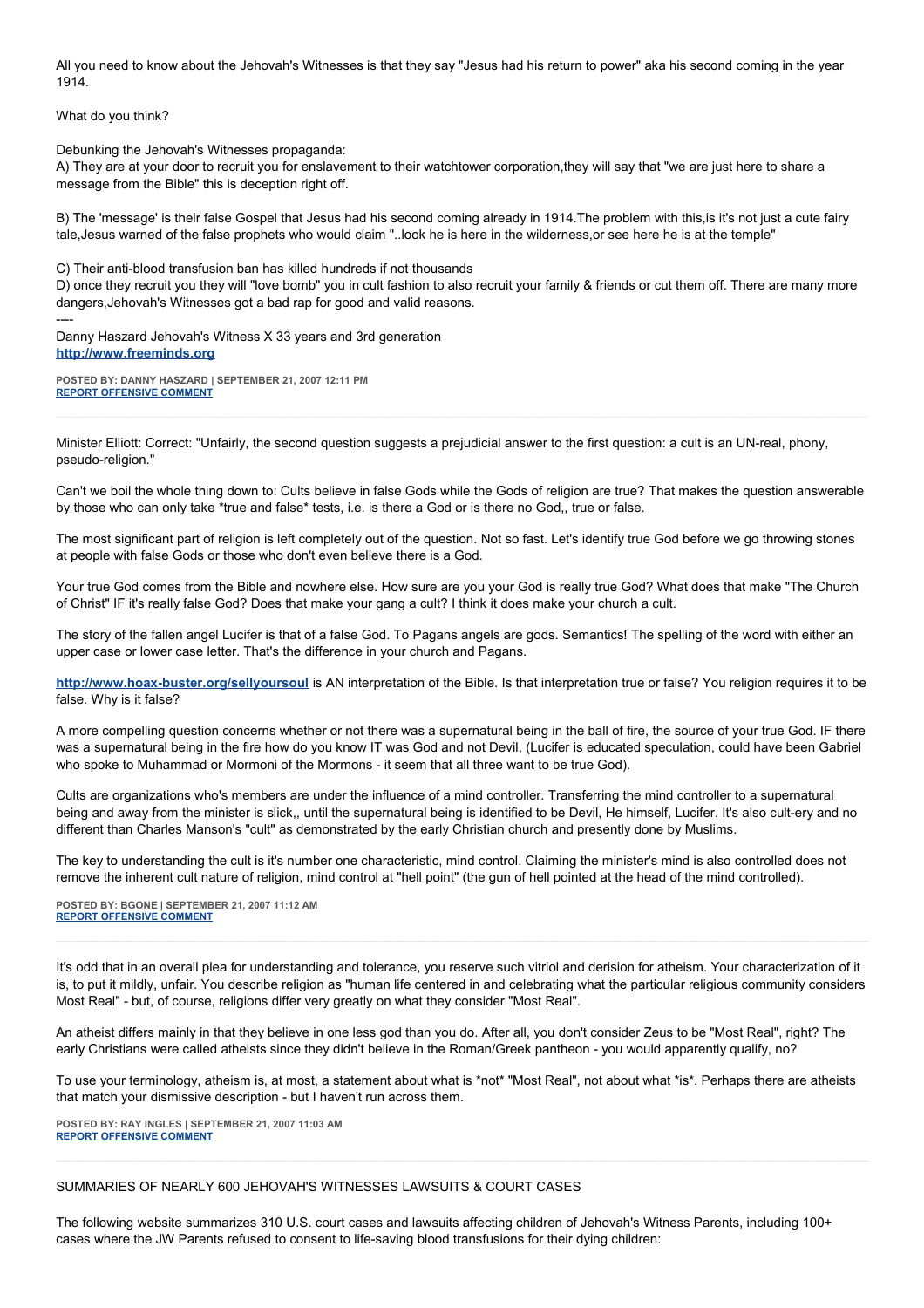All you need to know about the Jehovah's Witnesses is that they say "Jesus had his return to power" aka his second coming in the year 1914.

What do you think?

Debunking the Jehovah's Witnesses propaganda:
A) They are at your door to recruit you for enslavement to their watchtower corporation,they will say that "we are just here to share a message from the Bible" this is deception right off.

B) The 'message' is their false Gospel that Jesus had his second coming already in 1914.The problem with this,is it's not just a cute fairy tale,Jesus warned of the false prophets who would claim "..look he is here in the wilderness,or see here he is at the temple"

C) Their anti-blood transfusion ban has killed hundreds if not thousands
D) once they recruit you they will "love bomb" you in cult fashion to also recruit your family & friends or cut them off. There are many more dangers,Jehovah's Witnesses got a bad rap for good and valid reasons.
----
Danny Haszard Jehovah's Witness X 33 years and 3rd generation
**http://www.freeminds.org**

**POSTED BY: DANNY HASZARD | SEPTEMBER 21, 2007 12:11 PM**
**REPORT OFFENSIVE COMMENT**

---

Minister Elliott: Correct: "Unfairly, the second question suggests a prejudicial answer to the first question: a cult is an UN-real, phony, pseudo-religion."

Can't we boil the whole thing down to: Cults believe in false Gods while the Gods of religion are true? That makes the question answerable by those who can only take *true and false* tests, i.e. is there a God or is there no God,, true or false.

The most significant part of religion is left completely out of the question. Not so fast. Let's identify true God before we go throwing stones at people with false Gods or those who don't even believe there is a God.

Your true God comes from the Bible and nowhere else. How sure are you your God is really true God? What does that make "The Church of Christ" IF it's really false God? Does that make your gang a cult? I think it does make your church a cult.

The story of the fallen angel Lucifer is that of a false God. To Pagans angels are gods. Semantics! The spelling of the word with either an upper case or lower case letter. That's the difference in your church and Pagans.

**http://www.hoax-buster.org/sellyoursoul** is AN interpretation of the Bible. Is that interpretation true or false? You religion requires it to be false. Why is it false?

A more compelling question concerns whether or not there was a supernatural being in the ball of fire, the source of your true God. IF there was a supernatural being in the fire how do you know IT was God and not Devil, (Lucifer is educated speculation, could have been Gabriel who spoke to Muhammad or Mormoni of the Mormons - it seem that all three want to be true God).

Cults are organizations who's members are under the influence of a mind controller. Transferring the mind controller to a supernatural being and away from the minister is slick,, until the supernatural being is identified to be Devil, He himself, Lucifer. It's also cult-ery and no different than Charles Manson's "cult" as demonstrated by the early Christian church and presently done by Muslims.

The key to understanding the cult is it's number one characteristic, mind control. Claiming the minister's mind is also controlled does not remove the inherent cult nature of religion, mind control at "hell point" (the gun of hell pointed at the head of the mind controlled).

**POSTED BY: BGONE | SEPTEMBER 21, 2007 11:12 AM**
**REPORT OFFENSIVE COMMENT**

---

It's odd that in an overall plea for understanding and tolerance, you reserve such vitriol and derision for atheism. Your characterization of it is, to put it mildly, unfair. You describe religion as "human life centered in and celebrating what the particular religious community considers Most Real" - but, of course, religions differ very greatly on what they consider "Most Real".

An atheist differs mainly in that they believe in one less god than you do. After all, you don't consider Zeus to be "Most Real", right? The early Christians were called atheists since they didn't believe in the Roman/Greek pantheon - you would apparently qualify, no?

To use your terminology, atheism is, at most, a statement about what is *not* "Most Real", not about what *is*. Perhaps there are atheists that match your dismissive description - but I haven't run across them.

**POSTED BY: RAY INGLES | SEPTEMBER 21, 2007 11:03 AM**
**REPORT OFFENSIVE COMMENT**

---

SUMMARIES OF NEARLY 600 JEHOVAH'S WITNESSES LAWSUITS & COURT CASES

The following website summarizes 310 U.S. court cases and lawsuits affecting children of Jehovah's Witness Parents, including 100+ cases where the JW Parents refused to consent to life-saving blood transfusions for their dying children: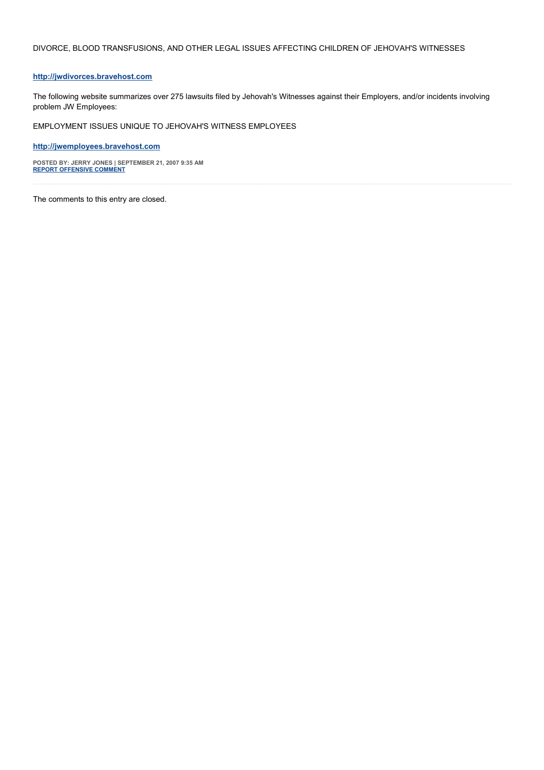DIVORCE, BLOOD TRANSFUSIONS, AND OTHER LEGAL ISSUES AFFECTING CHILDREN OF JEHOVAH'S WITNESSES

**http://jwdivorces.bravehost.com**

The following website summarizes over 275 lawsuits filed by Jehovah's Witnesses against their Employers, and/or incidents involving problem JW Employees:

EMPLOYMENT ISSUES UNIQUE TO JEHOVAH'S WITNESS EMPLOYEES

**http://jwemployees.bravehost.com**

**POSTED BY: JERRY JONES | SEPTEMBER 21, 2007 9:35 AM**
**REPORT OFFENSIVE COMMENT**

---

The comments to this entry are closed.